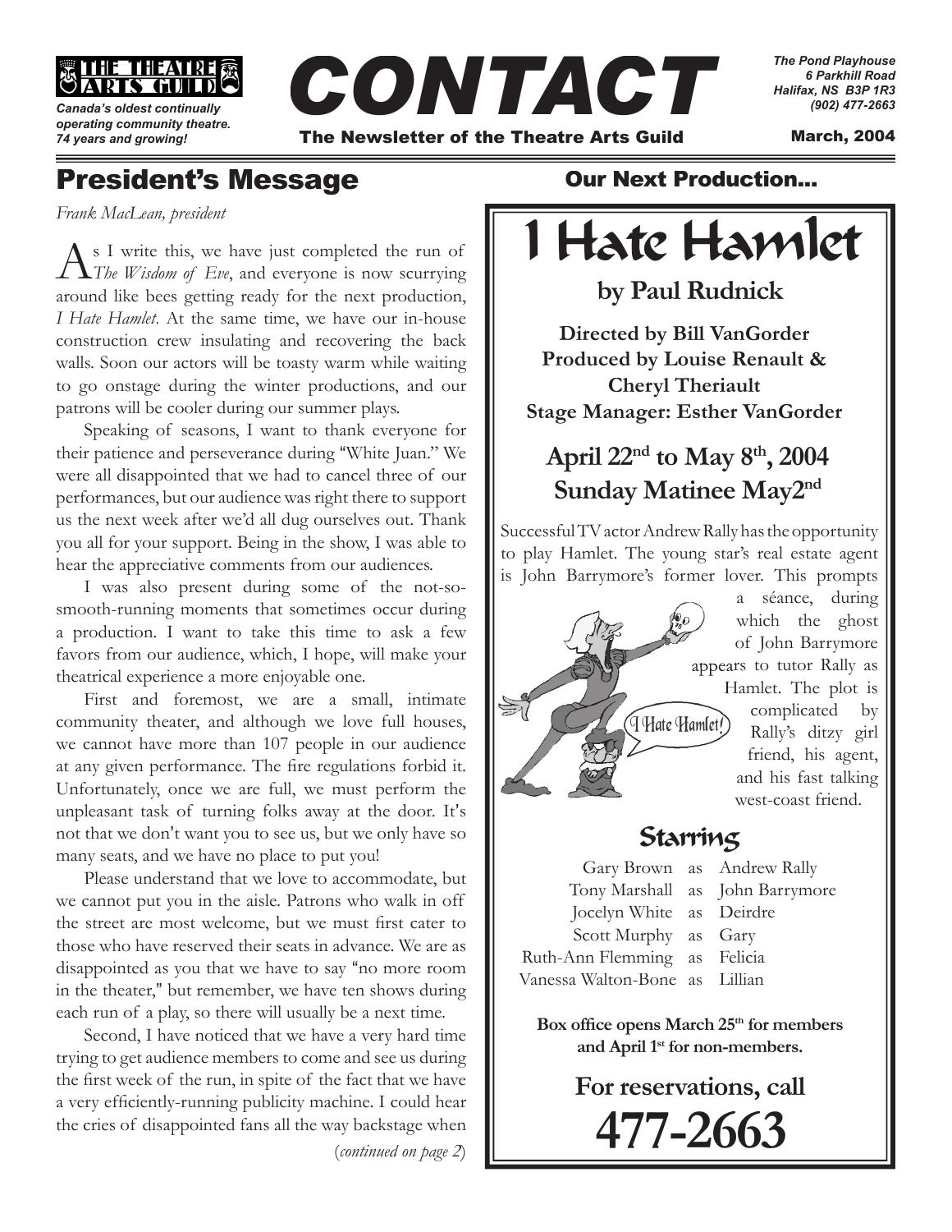# CONTACT

**The Newsletter of the Theatre Arts Guild**

THE THEATRE ARTS GUILD

*Canada's oldest continually operating community theatre. 74 years and growing!*

*The Pond Playhouse*
*6 Parkhill Road*
*Halifax, NS B3P 1R3*
*(902) 477-2663*

**March, 2004**

## President's Message

*Frank MacLean, president*

As I write this, we have just completed the run of *The Wisdom of Eve*, and everyone is now scurrying around like bees getting ready for the next production, *I Hate Hamlet.* At the same time, we have our in-house construction crew insulating and recovering the back walls. Soon our actors will be toasty warm while waiting to go onstage during the winter productions, and our patrons will be cooler during our summer plays.

Speaking of seasons, I want to thank everyone for their patience and perseverance during "White Juan." We were all disappointed that we had to cancel three of our performances, but our audience was right there to support us the next week after we'd all dug ourselves out. Thank you all for your support. Being in the show, I was able to hear the appreciative comments from our audiences.

I was also present during some of the not-so-smooth-running moments that sometimes occur during a production. I want to take this time to ask a few favors from our audience, which, I hope, will make your theatrical experience a more enjoyable one.

First and foremost, we are a small, intimate community theater, and although we love full houses, we cannot have more than 107 people in our audience at any given performance. The fire regulations forbid it. Unfortunately, once we are full, we must perform the unpleasant task of turning folks away at the door. It's not that we don't want you to see us, but we only have so many seats, and we have no place to put you!

Please understand that we love to accommodate, but we cannot put you in the aisle. Patrons who walk in off the street are most welcome, but we must first cater to those who have reserved their seats in advance. We are as disappointed as you that we have to say "no more room in the theater," but remember, we have ten shows during each run of a play, so there will usually be a next time.

Second, I have noticed that we have a very hard time trying to get audience members to come and see us during the first week of the run, in spite of the fact that we have a very efficiently-running publicity machine. I could hear the cries of disappointed fans all the way backstage when

(*continued on page 2*)

## Our Next Production...

# I Hate Hamlet

**by Paul Rudnick**

**Directed by Bill VanGorder**
**Produced by Louise Renault & Cheryl Theriault**
**Stage Manager: Esther VanGorder**

**April 22nd to May 8th, 2004**
**Sunday Matinee May 2nd**

Successful TV actor Andrew Rally has the opportunity to play Hamlet. The young star's real estate agent is John Barrymore's former lover. This prompts a séance, during which the ghost of John Barrymore appears to tutor Rally as Hamlet. The plot is complicated by Rally's ditzy girl friend, his agent, and his fast talking west-coast friend.

### Starring

| Actor | | Role |
|---|---|---|
| Gary Brown | as | Andrew Rally |
| Tony Marshall | as | John Barrymore |
| Jocelyn White | as | Deirdre |
| Scott Murphy | as | Gary |
| Ruth-Ann Flemming | as | Felicia |
| Vanessa Walton-Bone | as | Lillian |

**Box office opens March 25th for members and April 1st for non-members.**

**For reservations, call**

# 477-2663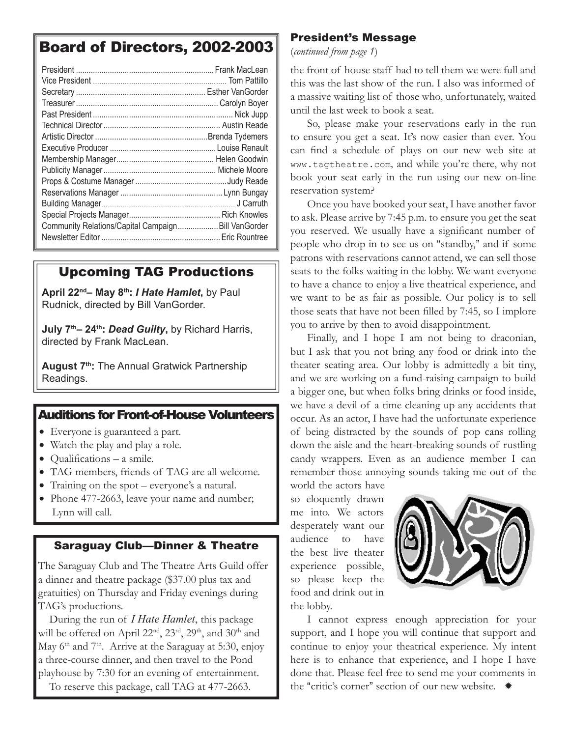## Board of Directors, 2002-2003

| | |
|---|---|
| President | Frank MacLean |
| Vice President | Tom Pattillo |
| Secretary | Esther VanGorder |
| Treasurer | Carolyn Boyer |
| Past President | Nick Jupp |
| Technical Director | Austin Reade |
| Artistic Director | Brenda Tydemers |
| Executive Producer | Louise Renault |
| Membership Manager | Helen Goodwin |
| Publicity Manager | Michele Moore |
| Props & Costume Manager | Judy Reade |
| Reservations Manager | Lynn Bungay |
| Building Manager | J Carruth |
| Special Projects Manager | Rich Knowles |
| Community Relations/Capital Campaign | Bill VanGorder |
| Newsletter Editor | Eric Rountree |

## Upcoming TAG Productions

**April 22nd– May 8th:** ***I Hate Hamlet*****,** by Paul Rudnick, directed by Bill VanGorder.

**July 7th– 24th:** ***Dead Guilty*****,** by Richard Harris, directed by Frank MacLean.

**August 7th:** The Annual Gratwick Partnership Readings.

## Auditions for Front-of-House Volunteers

- Everyone is guaranteed a part.
- Watch the play and play a role.
- Qualifications – a smile.
- TAG members, friends of TAG are all welcome.
- Training on the spot – everyone's a natural.
- Phone 477-2663, leave your name and number; Lynn will call.

## Saraguay Club—Dinner & Theatre

The Saraguay Club and The Theatre Arts Guild offer a dinner and theatre package ($37.00 plus tax and gratuities) on Thursday and Friday evenings during TAG's productions.

During the run of *I Hate Hamlet*, this package will be offered on April 22nd, 23rd, 29th, and 30th and May 6th and 7th. Arrive at the Saraguay at 5:30, enjoy a three-course dinner, and then travel to the Pond playhouse by 7:30 for an evening of entertainment.

To reserve this package, call TAG at 477-2663.

## President's Message

(*continued from page 1*)

the front of house staff had to tell them we were full and this was the last show of the run. I also was informed of a massive waiting list of those who, unfortunately, waited until the last week to book a seat.

So, please make your reservations early in the run to ensure you get a seat. It's now easier than ever. You can find a schedule of plays on our new web site at www.tagtheatre.com, and while you're there, why not book your seat early in the run using our new on-line reservation system?

Once you have booked your seat, I have another favor to ask. Please arrive by 7:45 p.m. to ensure you get the seat you reserved. We usually have a significant number of people who drop in to see us on "standby," and if some patrons with reservations cannot attend, we can sell those seats to the folks waiting in the lobby. We want everyone to have a chance to enjoy a live theatrical experience, and we want to be as fair as possible. Our policy is to sell those seats that have not been filled by 7:45, so I implore you to arrive by then to avoid disappointment.

Finally, and I hope I am not being to draconian, but I ask that you not bring any food or drink into the theater seating area. Our lobby is admittedly a bit tiny, and we are working on a fund-raising campaign to build a bigger one, but when folks bring drinks or food inside, we have a devil of a time cleaning up any accidents that occur. As an actor, I have had the unfortunate experience of being distracted by the sounds of pop cans rolling down the aisle and the heart-breaking sounds of rustling candy wrappers. Even as an audience member I can remember those annoying sounds taking me out of the world the actors have so eloquently drawn me into. We actors desperately want our audience to have the best live theater experience possible, so please keep the food and drink out in the lobby.

I cannot express enough appreciation for your support, and I hope you will continue that support and continue to enjoy your theatrical experience. My intent here is to enhance that experience, and I hope I have done that. Please feel free to send me your comments in the "critic's corner" section of our new website.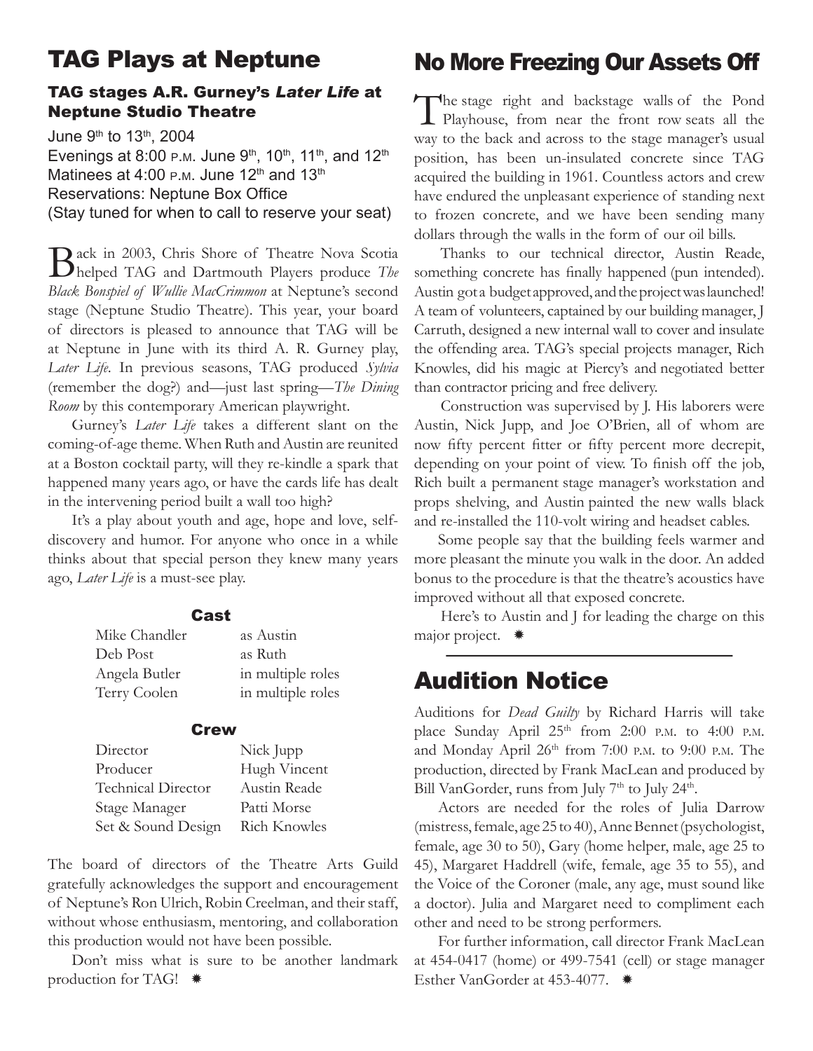# TAG Plays at Neptune

### TAG stages A.R. Gurney's *Later Life* at Neptune Studio Theatre

June 9th to 13th, 2004
Evenings at 8:00 P.M. June 9th, 10th, 11th, and 12th
Matinees at 4:00 P.M. June 12th and 13th
Reservations: Neptune Box Office
(Stay tuned for when to call to reserve your seat)

Back in 2003, Chris Shore of Theatre Nova Scotia helped TAG and Dartmouth Players produce *The Black Bonspiel of Wullie MacCrimmon* at Neptune's second stage (Neptune Studio Theatre). This year, your board of directors is pleased to announce that TAG will be at Neptune in June with its third A. R. Gurney play, *Later Life*. In previous seasons, TAG produced *Sylvia* (remember the dog?) and—just last spring—*The Dining Room* by this contemporary American playwright.

Gurney's *Later Life* takes a different slant on the coming-of-age theme. When Ruth and Austin are reunited at a Boston cocktail party, will they re-kindle a spark that happened many years ago, or have the cards life has dealt in the intervening period built a wall too high?

It's a play about youth and age, hope and love, self-discovery and humor. For anyone who once in a while thinks about that special person they knew many years ago, *Later Life* is a must-see play.

**Cast**

| | |
|---|---|
| Mike Chandler | as Austin |
| Deb Post | as Ruth |
| Angela Butler | in multiple roles |
| Terry Coolen | in multiple roles |

**Crew**

| | |
|---|---|
| Director | Nick Jupp |
| Producer | Hugh Vincent |
| Technical Director | Austin Reade |
| Stage Manager | Patti Morse |
| Set & Sound Design | Rich Knowles |

The board of directors of the Theatre Arts Guild gratefully acknowledges the support and encouragement of Neptune's Ron Ulrich, Robin Creelman, and their staff, without whose enthusiasm, mentoring, and collaboration this production would not have been possible.

Don't miss what is sure to be another landmark production for TAG! ✷

# No More Freezing Our Assets Off

The stage right and backstage walls of the Pond Playhouse, from near the front row seats all the way to the back and across to the stage manager's usual position, has been un-insulated concrete since TAG acquired the building in 1961. Countless actors and crew have endured the unpleasant experience of standing next to frozen concrete, and we have been sending many dollars through the walls in the form of our oil bills.

Thanks to our technical director, Austin Reade, something concrete has finally happened (pun intended). Austin got a budget approved, and the project was launched! A team of volunteers, captained by our building manager, J Carruth, designed a new internal wall to cover and insulate the offending area. TAG's special projects manager, Rich Knowles, did his magic at Piercy's and negotiated better than contractor pricing and free delivery.

Construction was supervised by J. His laborers were Austin, Nick Jupp, and Joe O'Brien, all of whom are now fifty percent fitter or fifty percent more decrepit, depending on your point of view. To finish off the job, Rich built a permanent stage manager's workstation and props shelving, and Austin painted the new walls black and re-installed the 110-volt wiring and headset cables.

Some people say that the building feels warmer and more pleasant the minute you walk in the door. An added bonus to the procedure is that the theatre's acoustics have improved without all that exposed concrete.

Here's to Austin and J for leading the charge on this major project. ✷

# Audition Notice

Auditions for *Dead Guilty* by Richard Harris will take place Sunday April 25th from 2:00 P.M. to 4:00 P.M. and Monday April 26th from 7:00 P.M. to 9:00 P.M. The production, directed by Frank MacLean and produced by Bill VanGorder, runs from July 7th to July 24th.

Actors are needed for the roles of Julia Darrow (mistress, female, age 25 to 40), Anne Bennet (psychologist, female, age 30 to 50), Gary (home helper, male, age 25 to 45), Margaret Haddrell (wife, female, age 35 to 55), and the Voice of the Coroner (male, any age, must sound like a doctor). Julia and Margaret need to compliment each other and need to be strong performers.

For further information, call director Frank MacLean at 454-0417 (home) or 499-7541 (cell) or stage manager Esther VanGorder at 453-4077. ✷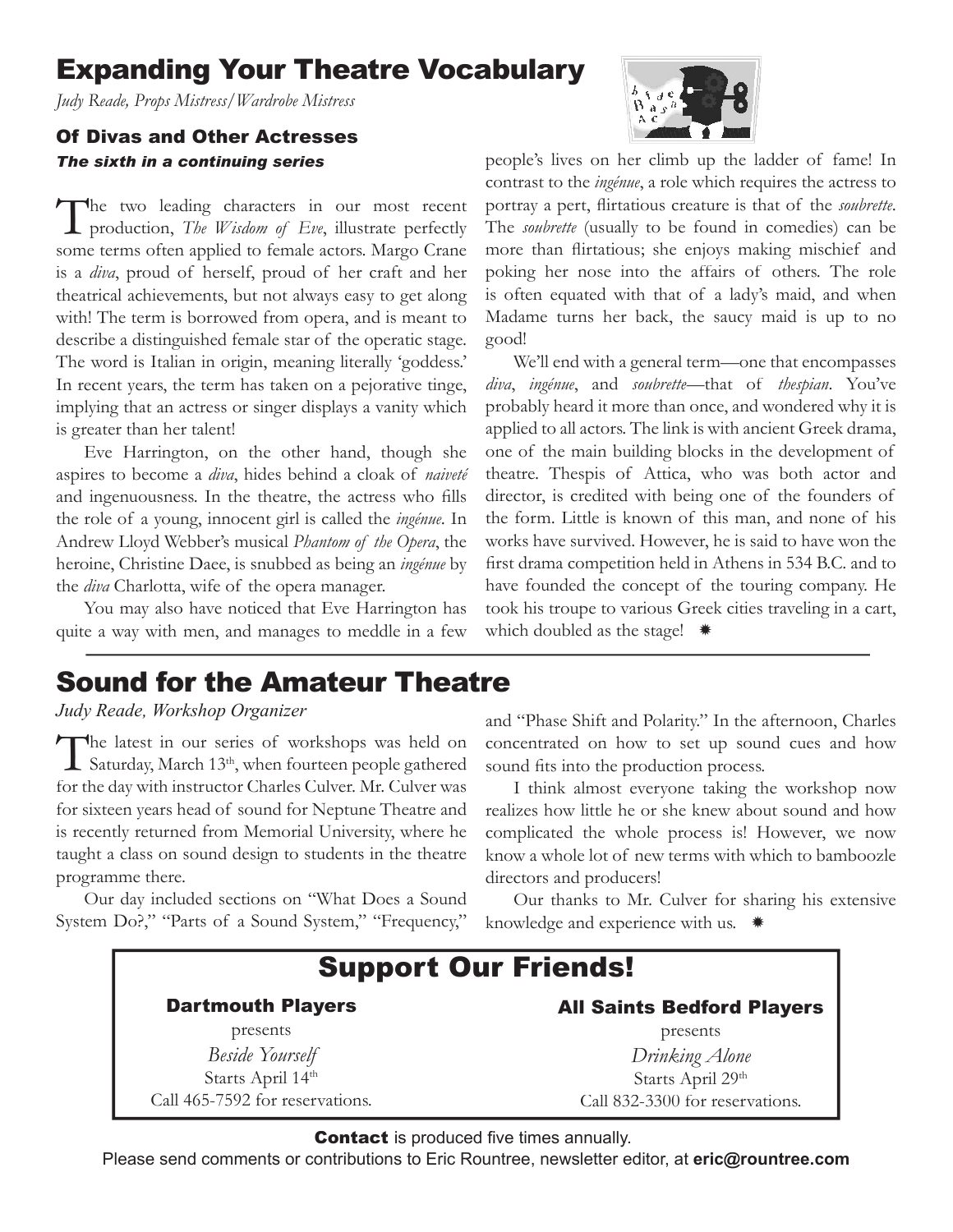# Expanding Your Theatre Vocabulary

*Judy Reade, Props Mistress/Wardrobe Mistress*

### Of Divas and Other Actresses

***The sixth in a continuing series***

The two leading characters in our most recent production, *The Wisdom of Eve*, illustrate perfectly some terms often applied to female actors. Margo Crane is a *diva*, proud of herself, proud of her craft and her theatrical achievements, but not always easy to get along with! The term is borrowed from opera, and is meant to describe a distinguished female star of the operatic stage. The word is Italian in origin, meaning literally 'goddess.' In recent years, the term has taken on a pejorative tinge, implying that an actress or singer displays a vanity which is greater than her talent!

Eve Harrington, on the other hand, though she aspires to become a *diva*, hides behind a cloak of *naiveté* and ingenuousness. In the theatre, the actress who fills the role of a young, innocent girl is called the *ingénue*. In Andrew Lloyd Webber's musical *Phantom of the Opera*, the heroine, Christine Daee, is snubbed as being an *ingénue* by the *diva* Charlotta, wife of the opera manager.

You may also have noticed that Eve Harrington has quite a way with men, and manages to meddle in a few people's lives on her climb up the ladder of fame! In contrast to the *ingénue*, a role which requires the actress to portray a pert, flirtatious creature is that of the *soubrette*. The *soubrette* (usually to be found in comedies) can be more than flirtatious; she enjoys making mischief and poking her nose into the affairs of others. The role is often equated with that of a lady's maid, and when Madame turns her back, the saucy maid is up to no good!

We'll end with a general term—one that encompasses *diva*, *ingénue*, and *soubrette*—that of *thespian*. You've probably heard it more than once, and wondered why it is applied to all actors. The link is with ancient Greek drama, one of the main building blocks in the development of theatre. Thespis of Attica, who was both actor and director, is credited with being one of the founders of the form. Little is known of this man, and none of his works have survived. However, he is said to have won the first drama competition held in Athens in 534 B.C. and to have founded the concept of the touring company. He took his troupe to various Greek cities traveling in a cart, which doubled as the stage! ✷

# Sound for the Amateur Theatre

*Judy Reade, Workshop Organizer*

The latest in our series of workshops was held on Saturday, March 13th, when fourteen people gathered for the day with instructor Charles Culver. Mr. Culver was for sixteen years head of sound for Neptune Theatre and is recently returned from Memorial University, where he taught a class on sound design to students in the theatre programme there.

Our day included sections on "What Does a Sound System Do?," "Parts of a Sound System," "Frequency," and "Phase Shift and Polarity." In the afternoon, Charles concentrated on how to set up sound cues and how sound fits into the production process.

I think almost everyone taking the workshop now realizes how little he or she knew about sound and how complicated the whole process is! However, we now know a whole lot of new terms with which to bamboozle directors and producers!

Our thanks to Mr. Culver for sharing his extensive knowledge and experience with us. ✷

# Support Our Friends!

**Dartmouth Players**
presents
*Beside Yourself*
Starts April 14th
Call 465-7592 for reservations.

**All Saints Bedford Players**
presents
*Drinking Alone*
Starts April 29th
Call 832-3300 for reservations.

**Contact** is produced five times annually.
Please send comments or contributions to Eric Rountree, newsletter editor, at **eric@rountree.com**